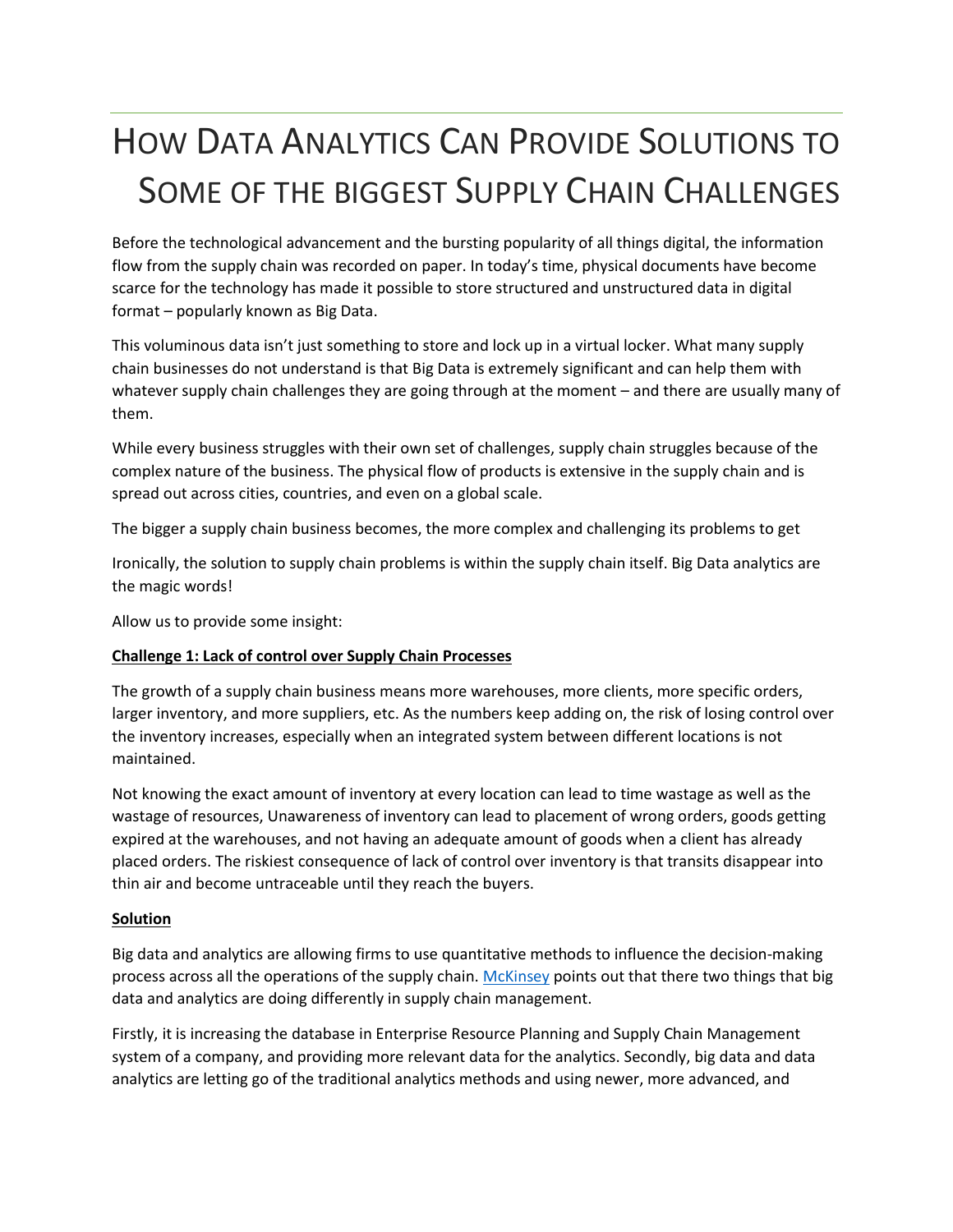# How Data Analytics Can Provide Solutions to Some of the biggest Supply Chain Challenges

Before the technological advancement and the bursting popularity of all things digital, the information flow from the supply chain was recorded on paper. In today's time, physical documents have become scarce for the technology has made it possible to store structured and unstructured data in digital format – popularly known as Big Data.

This voluminous data isn't just something to store and lock up in a virtual locker. What many supply chain businesses do not understand is that Big Data is extremely significant and can help them with whatever supply chain challenges they are going through at the moment – and there are usually many of them.

While every business struggles with their own set of challenges, supply chain struggles because of the complex nature of the business. The physical flow of products is extensive in the supply chain and is spread out across cities, countries, and even on a global scale.

The bigger a supply chain business becomes, the more complex and challenging its problems to get

Ironically, the solution to supply chain problems is within the supply chain itself. Big Data analytics are the magic words!

Allow us to provide some insight:

**Challenge 1: Lack of control over Supply Chain Processes**

The growth of a supply chain business means more warehouses, more clients, more specific orders, larger inventory, and more suppliers, etc. As the numbers keep adding on, the risk of losing control over the inventory increases, especially when an integrated system between different locations is not maintained.

Not knowing the exact amount of inventory at every location can lead to time wastage as well as the wastage of resources, Unawareness of inventory can lead to placement of wrong orders, goods getting expired at the warehouses, and not having an adequate amount of goods when a client has already placed orders. The riskiest consequence of lack of control over inventory is that transits disappear into thin air and become untraceable until they reach the buyers.

**Solution**

Big data and analytics are allowing firms to use quantitative methods to influence the decision-making process across all the operations of the supply chain. McKinsey points out that there two things that big data and analytics are doing differently in supply chain management.

Firstly, it is increasing the database in Enterprise Resource Planning and Supply Chain Management system of a company, and providing more relevant data for the analytics. Secondly, big data and data analytics are letting go of the traditional analytics methods and using newer, more advanced, and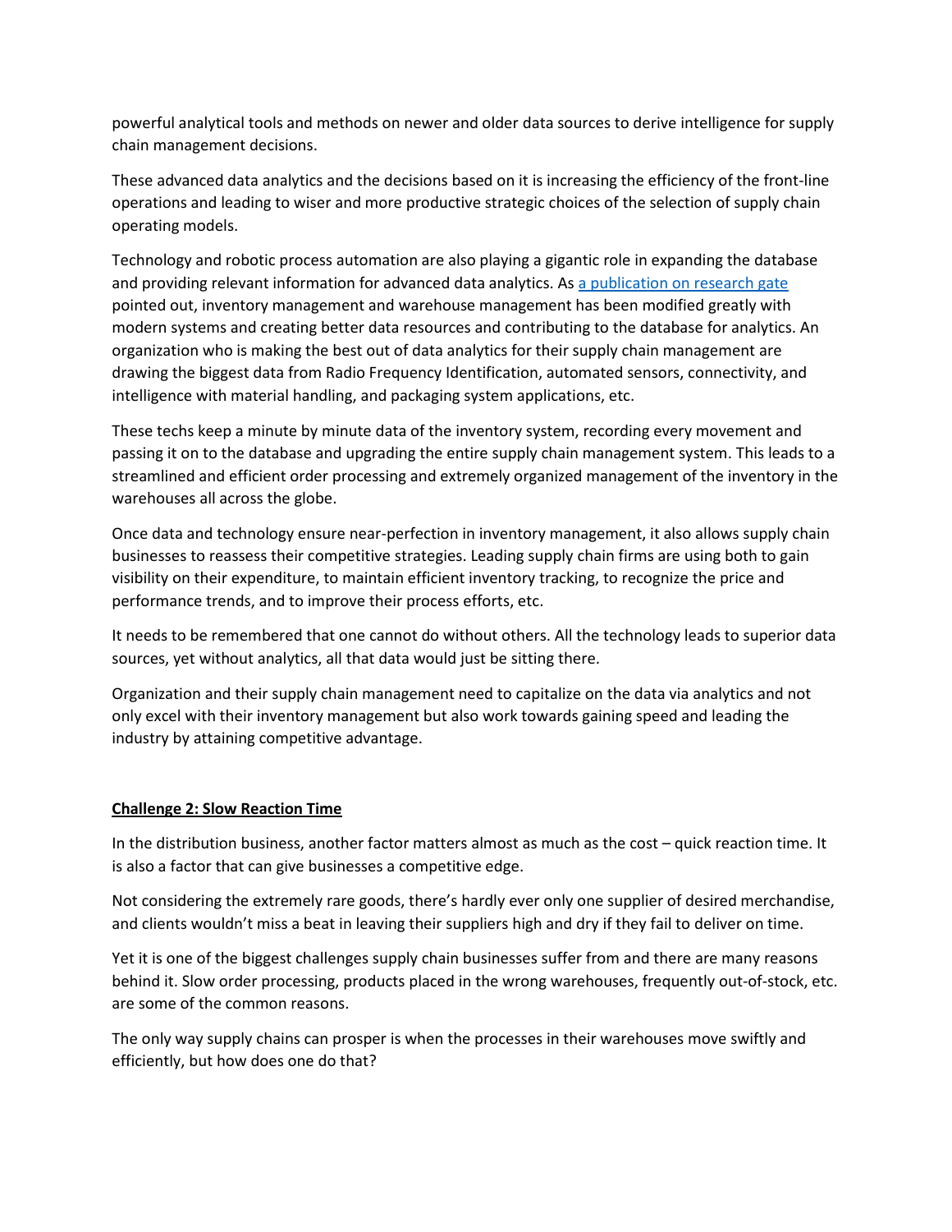powerful analytical tools and methods on newer and older data sources to derive intelligence for supply chain management decisions.

These advanced data analytics and the decisions based on it is increasing the efficiency of the front-line operations and leading to wiser and more productive strategic choices of the selection of supply chain operating models.

Technology and robotic process automation are also playing a gigantic role in expanding the database and providing relevant information for advanced data analytics. As a publication on research gate pointed out, inventory management and warehouse management has been modified greatly with modern systems and creating better data resources and contributing to the database for analytics. An organization who is making the best out of data analytics for their supply chain management are drawing the biggest data from Radio Frequency Identification, automated sensors, connectivity, and intelligence with material handling, and packaging system applications, etc.

These techs keep a minute by minute data of the inventory system, recording every movement and passing it on to the database and upgrading the entire supply chain management system. This leads to a streamlined and efficient order processing and extremely organized management of the inventory in the warehouses all across the globe.

Once data and technology ensure near-perfection in inventory management, it also allows supply chain businesses to reassess their competitive strategies. Leading supply chain firms are using both to gain visibility on their expenditure, to maintain efficient inventory tracking, to recognize the price and performance trends, and to improve their process efforts, etc.

It needs to be remembered that one cannot do without others. All the technology leads to superior data sources, yet without analytics, all that data would just be sitting there.

Organization and their supply chain management need to capitalize on the data via analytics and not only excel with their inventory management but also work towards gaining speed and leading the industry by attaining competitive advantage.

## Challenge 2: Slow Reaction Time

In the distribution business, another factor matters almost as much as the cost – quick reaction time. It is also a factor that can give businesses a competitive edge.

Not considering the extremely rare goods, there's hardly ever only one supplier of desired merchandise, and clients wouldn't miss a beat in leaving their suppliers high and dry if they fail to deliver on time.

Yet it is one of the biggest challenges supply chain businesses suffer from and there are many reasons behind it. Slow order processing, products placed in the wrong warehouses, frequently out-of-stock, etc. are some of the common reasons.

The only way supply chains can prosper is when the processes in their warehouses move swiftly and efficiently, but how does one do that?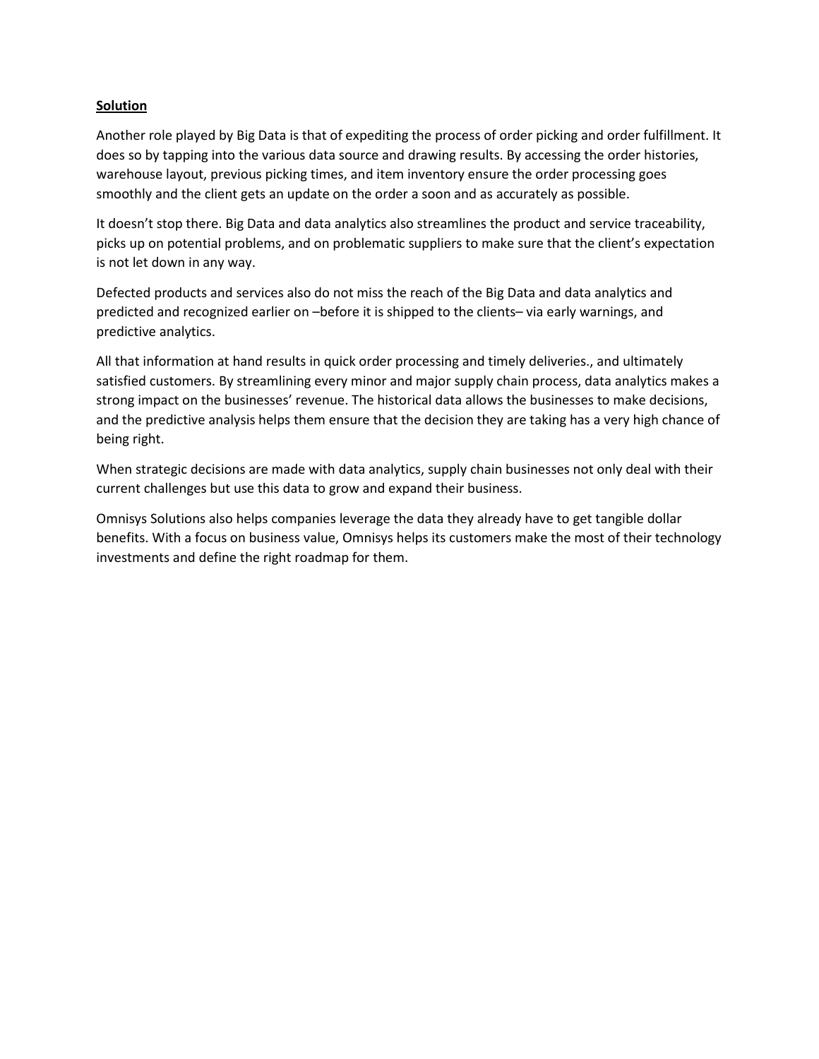**Solution**

Another role played by Big Data is that of expediting the process of order picking and order fulfillment. It does so by tapping into the various data source and drawing results. By accessing the order histories, warehouse layout, previous picking times, and item inventory ensure the order processing goes smoothly and the client gets an update on the order a soon and as accurately as possible.

It doesn't stop there. Big Data and data analytics also streamlines the product and service traceability, picks up on potential problems, and on problematic suppliers to make sure that the client's expectation is not let down in any way.

Defected products and services also do not miss the reach of the Big Data and data analytics and predicted and recognized earlier on –before it is shipped to the clients– via early warnings, and predictive analytics.

All that information at hand results in quick order processing and timely deliveries., and ultimately satisfied customers. By streamlining every minor and major supply chain process, data analytics makes a strong impact on the businesses' revenue. The historical data allows the businesses to make decisions, and the predictive analysis helps them ensure that the decision they are taking has a very high chance of being right.

When strategic decisions are made with data analytics, supply chain businesses not only deal with their current challenges but use this data to grow and expand their business.

Omnisys Solutions also helps companies leverage the data they already have to get tangible dollar benefits. With a focus on business value, Omnisys helps its customers make the most of their technology investments and define the right roadmap for them.